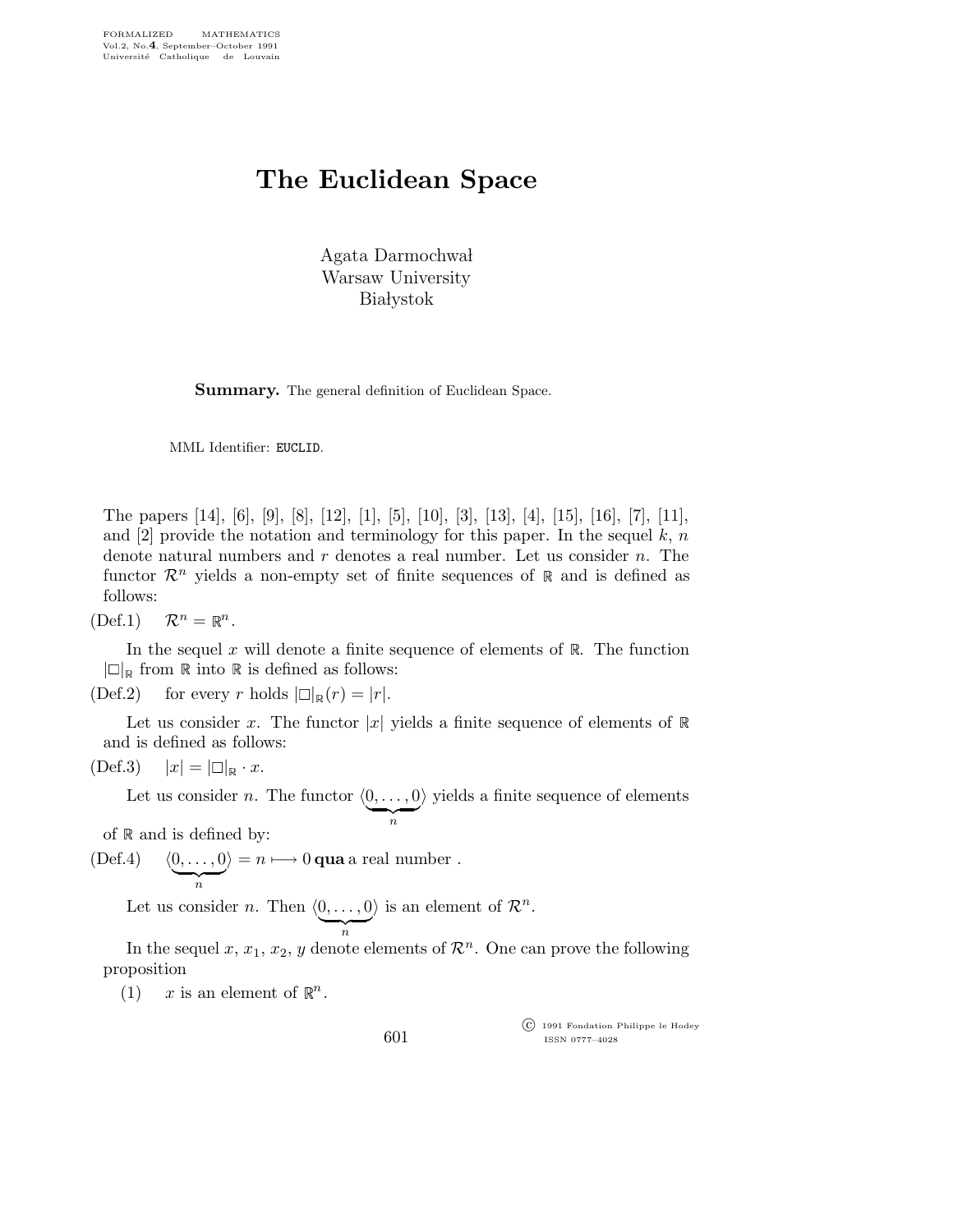# The Euclidean Space

Agata Darmochwał
Warsaw University
Białystok

**Summary.** The general definition of Euclidean Space.

MML Identifier: EUCLID.

The papers [14], [6], [9], [8], [12], [1], [5], [10], [3], [13], [4], [15], [16], [7], [11], and [2] provide the notation and terminology for this paper. In the sequel $k$, $n$ denote natural numbers and $r$ denotes a real number. Let us consider $n$. The functor $\mathcal{R}^n$ yields a non-empty set of finite sequences of $\mathbb{R}$ and is defined as follows:

(Def.1) $\mathcal{R}^n = \mathbb{R}^n$.

In the sequel $x$ will denote a finite sequence of elements of $\mathbb{R}$. The function $|\Box|_{\mathbb{R}}$ from $\mathbb{R}$ into $\mathbb{R}$ is defined as follows:

(Def.2) for every $r$ holds $|\Box|_{\mathbb{R}}(r) = |r|$.

Let us consider $x$. The functor $|x|$ yields a finite sequence of elements of $\mathbb{R}$ and is defined as follows:

(Def.3) $|x| = |\Box|_{\mathbb{R}} \cdot x$.

Let us consider $n$. The functor $\langle \underbrace{0, \ldots, 0}_{n} \rangle$ yields a finite sequence of elements of $\mathbb{R}$ and is defined by:

(Def.4) $\langle \underbrace{0, \ldots, 0}_{n} \rangle = n \longmapsto 0$ **qua** a real number .

Let us consider $n$. Then $\langle \underbrace{0, \ldots, 0}_{n} \rangle$ is an element of $\mathcal{R}^n$.

In the sequel $x$, $x_1$, $x_2$, $y$ denote elements of $\mathcal{R}^n$. One can prove the following proposition

(1) $x$ is an element of $\mathbb{R}^n$.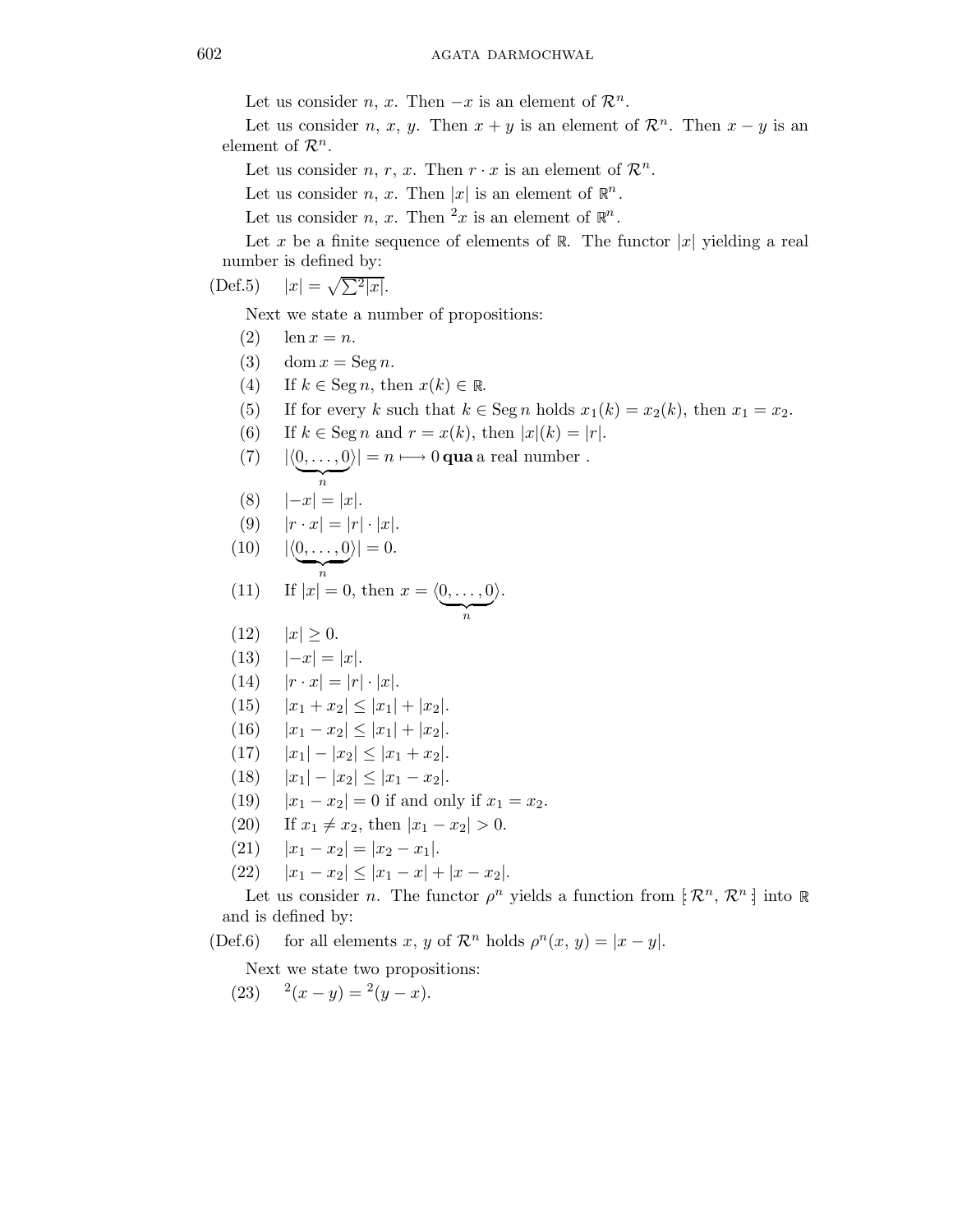Let us consider $n$, $x$. Then $-x$ is an element of $\mathcal{R}^n$.

Let us consider $n$, $x$, $y$. Then $x + y$ is an element of $\mathcal{R}^n$. Then $x - y$ is an element of $\mathcal{R}^n$.

Let us consider $n$, $r$, $x$. Then $r \cdot x$ is an element of $\mathcal{R}^n$.

Let us consider $n$, $x$. Then $|x|$ is an element of $\mathbb{R}^n$.

Let us consider $n$, $x$. Then ${}^2x$ is an element of $\mathbb{R}^n$.

Let $x$ be a finite sequence of elements of $\mathbb{R}$. The functor $|x|$ yielding a real number is defined by:

(Def.5) $|x| = \sqrt{\sum {}^2|x|}$.

Next we state a number of propositions:

(2) $\operatorname{len} x = n$.

(3) $\operatorname{dom} x = \operatorname{Seg} n$.

(4) If $k \in \operatorname{Seg} n$, then $x(k) \in \mathbb{R}$.

(5) If for every $k$ such that $k \in \operatorname{Seg} n$ holds $x_1(k) = x_2(k)$, then $x_1 = x_2$.

(6) If $k \in \operatorname{Seg} n$ and $r = x(k)$, then $|x|(k) = |r|$.

(7) $|\langle \underbrace{0, \ldots, 0}_{n} \rangle| = n \longmapsto 0$ **qua** a real number .

(8) $|-x| = |x|$.

(9) $|r \cdot x| = |r| \cdot |x|$.

(10) $|\langle \underbrace{0, \ldots, 0}_{n} \rangle| = 0$.

(11) If $|x| = 0$, then $x = \langle \underbrace{0, \ldots, 0}_{n} \rangle$.

(12) $|x| \geq 0$.

(13) $|-x| = |x|$.

(14) $|r \cdot x| = |r| \cdot |x|$.

(15) $|x_1 + x_2| \leq |x_1| + |x_2|$.

(16) $|x_1 - x_2| \leq |x_1| + |x_2|$.

(17) $|x_1| - |x_2| \leq |x_1 + x_2|$.

(18) $|x_1| - |x_2| \leq |x_1 - x_2|$.

(19) $|x_1 - x_2| = 0$ if and only if $x_1 = x_2$.

(20) If $x_1 \neq x_2$, then $|x_1 - x_2| > 0$.

(21) $|x_1 - x_2| = |x_2 - x_1|$.

(22) $|x_1 - x_2| \leq |x_1 - x| + |x - x_2|$.

Let us consider $n$. The functor $\rho^n$ yields a function from $[\!: \mathcal{R}^n, \mathcal{R}^n :\!]$ into $\mathbb{R}$ and is defined by:

(Def.6) for all elements $x$, $y$ of $\mathcal{R}^n$ holds $\rho^n(x, y) = |x - y|$.

Next we state two propositions:

(23) ${}^2(x - y) = {}^2(y - x)$.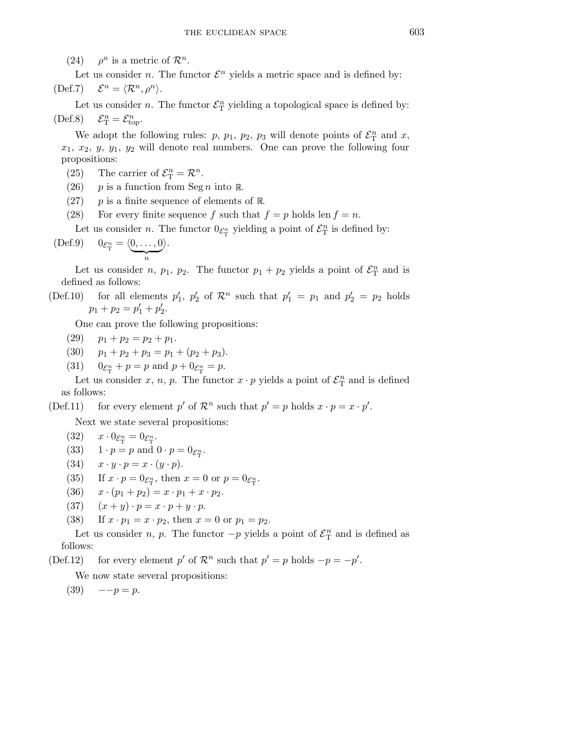(24) $\rho^n$ is a metric of $\mathcal{R}^n$.

Let us consider $n$. The functor $\mathcal{E}^n$ yields a metric space and is defined by:

(Def.7) $\mathcal{E}^n = \langle \mathcal{R}^n, \rho^n \rangle$.

Let us consider $n$. The functor $\mathcal{E}^n_{\rm T}$ yielding a topological space is defined by:

(Def.8) $\mathcal{E}^n_{\rm T} = \mathcal{E}^n_{\rm top}$.

We adopt the following rules: $p$, $p_1$, $p_2$, $p_3$ will denote points of $\mathcal{E}^n_{\rm T}$ and $x$, $x_1$, $x_2$, $y$, $y_1$, $y_2$ will denote real numbers. One can prove the following four propositions:

(25) The carrier of $\mathcal{E}^n_{\rm T} = \mathcal{R}^n$.

(26) $p$ is a function from $\operatorname{Seg} n$ into $\mathbb{R}$.

(27) $p$ is a finite sequence of elements of $\mathbb{R}$.

(28) For every finite sequence $f$ such that $f = p$ holds $\operatorname{len} f = n$.

Let us consider $n$. The functor $0_{\mathcal{E}^n_{\rm T}}$ yielding a point of $\mathcal{E}^n_{\rm T}$ is defined by:

(Def.9) $0_{\mathcal{E}^n_{\rm T}} = \langle \underbrace{0, \ldots, 0}_{n} \rangle$.

Let us consider $n$, $p_1$, $p_2$. The functor $p_1 + p_2$ yields a point of $\mathcal{E}^n_{\rm T}$ and is defined as follows:

(Def.10) for all elements $p'_1$, $p'_2$ of $\mathcal{R}^n$ such that $p'_1 = p_1$ and $p'_2 = p_2$ holds $p_1 + p_2 = p'_1 + p'_2$.

One can prove the following propositions:

(29) $p_1 + p_2 = p_2 + p_1$.

(30) $p_1 + p_2 + p_3 = p_1 + (p_2 + p_3)$.

(31) $0_{\mathcal{E}^n_{\rm T}} + p = p$ and $p + 0_{\mathcal{E}^n_{\rm T}} = p$.

Let us consider $x$, $n$, $p$. The functor $x \cdot p$ yields a point of $\mathcal{E}^n_{\rm T}$ and is defined as follows:

(Def.11) for every element $p'$ of $\mathcal{R}^n$ such that $p' = p$ holds $x \cdot p = x \cdot p'$.

Next we state several propositions:

(32) $x \cdot 0_{\mathcal{E}^n_{\rm T}} = 0_{\mathcal{E}^n_{\rm T}}$.

(33) $1 \cdot p = p$ and $0 \cdot p = 0_{\mathcal{E}^n_{\rm T}}$.

(34) $x \cdot y \cdot p = x \cdot (y \cdot p)$.

(35) If $x \cdot p = 0_{\mathcal{E}^n_{\rm T}}$, then $x = 0$ or $p = 0_{\mathcal{E}^n_{\rm T}}$.

(36) $x \cdot (p_1 + p_2) = x \cdot p_1 + x \cdot p_2$.

(37) $(x + y) \cdot p = x \cdot p + y \cdot p$.

(38) If $x \cdot p_1 = x \cdot p_2$, then $x = 0$ or $p_1 = p_2$.

Let us consider $n$, $p$. The functor $-p$ yields a point of $\mathcal{E}^n_{\rm T}$ and is defined as follows:

(Def.12) for every element $p'$ of $\mathcal{R}^n$ such that $p' = p$ holds $-p = -p'$.

We now state several propositions:

(39) $--p = p$.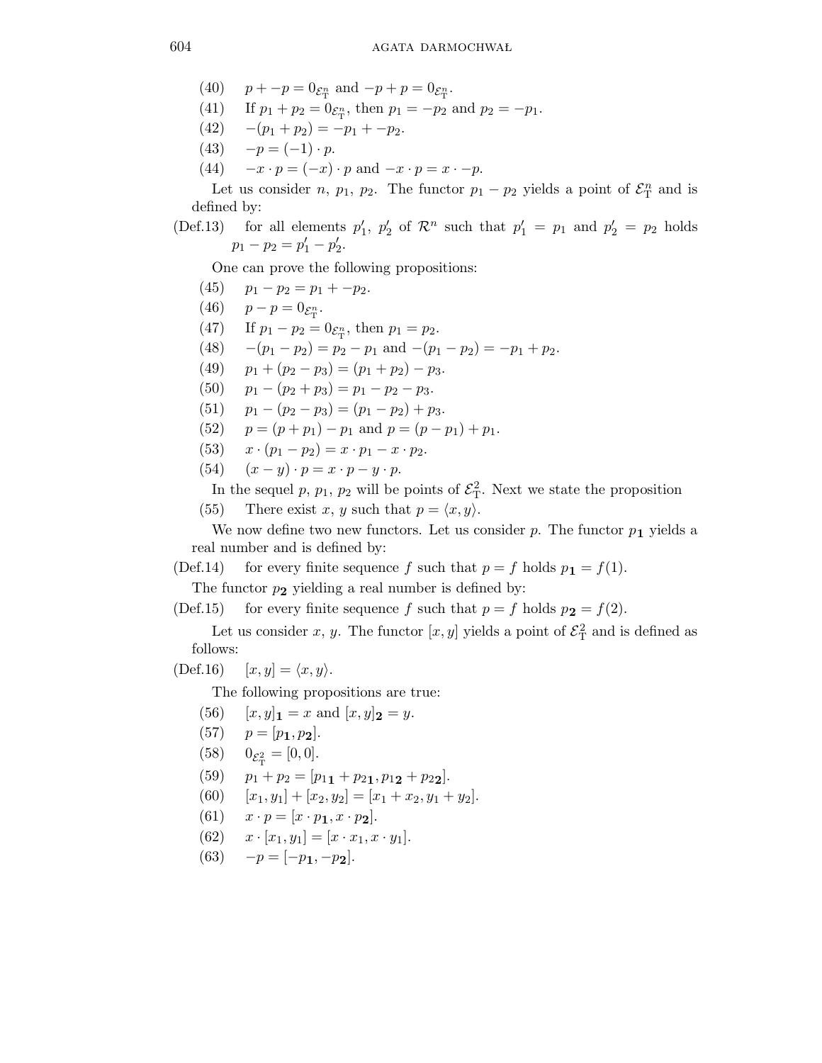(40) $p + -p = 0_{\mathcal{E}^n_{\mathrm{T}}}$ and $-p + p = 0_{\mathcal{E}^n_{\mathrm{T}}}$.

(41) If $p_1 + p_2 = 0_{\mathcal{E}^n_{\mathrm{T}}}$, then $p_1 = -p_2$ and $p_2 = -p_1$.

(42) $-(p_1 + p_2) = -p_1 + -p_2$.

(43) $-p = (-1) \cdot p$.

(44) $-x \cdot p = (-x) \cdot p$ and $-x \cdot p = x \cdot -p$.

Let us consider $n$, $p_1$, $p_2$. The functor $p_1 - p_2$ yields a point of $\mathcal{E}^n_{\mathrm{T}}$ and is defined by:

(Def.13) for all elements $p'_1$, $p'_2$ of $\mathcal{R}^n$ such that $p'_1 = p_1$ and $p'_2 = p_2$ holds $p_1 - p_2 = p'_1 - p'_2$.

One can prove the following propositions:

(45) $p_1 - p_2 = p_1 + -p_2$.

(46) $p - p = 0_{\mathcal{E}^n_{\mathrm{T}}}$.

(47) If $p_1 - p_2 = 0_{\mathcal{E}^n_{\mathrm{T}}}$, then $p_1 = p_2$.

(48) $-(p_1 - p_2) = p_2 - p_1$ and $-(p_1 - p_2) = -p_1 + p_2$.

(49) $p_1 + (p_2 - p_3) = (p_1 + p_2) - p_3$.

(50) $p_1 - (p_2 + p_3) = p_1 - p_2 - p_3$.

(51) $p_1 - (p_2 - p_3) = (p_1 - p_2) + p_3$.

(52) $p = (p + p_1) - p_1$ and $p = (p - p_1) + p_1$.

(53) $x \cdot (p_1 - p_2) = x \cdot p_1 - x \cdot p_2$.

(54) $(x - y) \cdot p = x \cdot p - y \cdot p$.

In the sequel $p$, $p_1$, $p_2$ will be points of $\mathcal{E}^2_{\mathrm{T}}$. Next we state the proposition

(55) There exist $x$, $y$ such that $p = \langle x, y \rangle$.

We now define two new functors. Let us consider $p$. The functor $p_{\mathbf{1}}$ yields a real number and is defined by:

(Def.14) for every finite sequence $f$ such that $p = f$ holds $p_{\mathbf{1}} = f(1)$.

The functor $p_{\mathbf{2}}$ yielding a real number is defined by:

(Def.15) for every finite sequence $f$ such that $p = f$ holds $p_{\mathbf{2}} = f(2)$.

Let us consider $x$, $y$. The functor $[x, y]$ yields a point of $\mathcal{E}^2_{\mathrm{T}}$ and is defined as follows:

(Def.16) $[x, y] = \langle x, y \rangle$.

The following propositions are true:

(56) $[x, y]_{\mathbf{1}} = x$ and $[x, y]_{\mathbf{2}} = y$.

(57) $p = [p_{\mathbf{1}}, p_{\mathbf{2}}]$.

(58) $0_{\mathcal{E}^2_{\mathrm{T}}} = [0, 0]$.

(59) $p_1 + p_2 = [p_{1\mathbf{1}} + p_{2\mathbf{1}}, p_{1\mathbf{2}} + p_{2\mathbf{2}}]$.

(60) $[x_1, y_1] + [x_2, y_2] = [x_1 + x_2, y_1 + y_2]$.

(61) $x \cdot p = [x \cdot p_{\mathbf{1}}, x \cdot p_{\mathbf{2}}]$.

(62) $x \cdot [x_1, y_1] = [x \cdot x_1, x \cdot y_1]$.

(63) $-p = [-p_{\mathbf{1}}, -p_{\mathbf{2}}]$.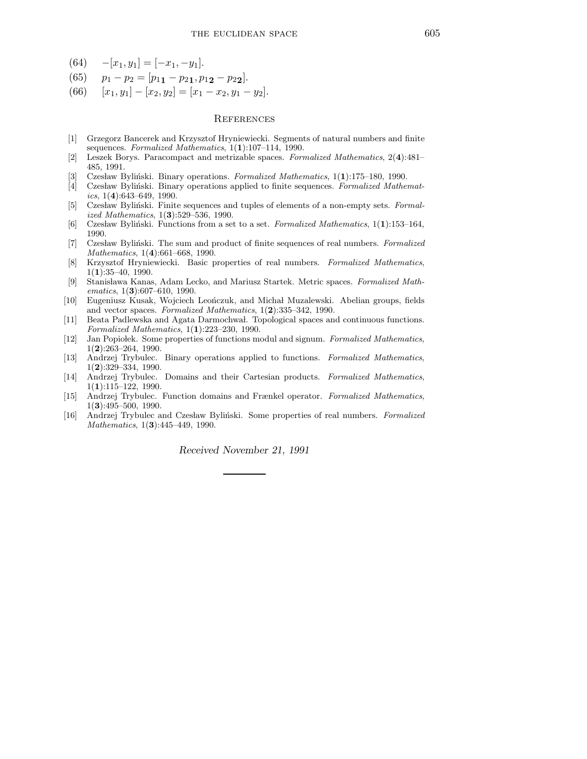(64) $-[x_1, y_1] = [-x_1, -y_1]$.

(65) $p_1 - p_2 = [p_{1\mathbf{1}} - p_{2\mathbf{1}}, p_{1\mathbf{2}} - p_{2\mathbf{2}}]$.

(66) $[x_1, y_1] - [x_2, y_2] = [x_1 - x_2, y_1 - y_2]$.

## References

[1] Grzegorz Bancerek and Krzysztof Hryniewiecki. Segments of natural numbers and finite sequences. *Formalized Mathematics*, 1(**1**):107–114, 1990.

[2] Leszek Borys. Paracompact and metrizable spaces. *Formalized Mathematics*, 2(**4**):481–485, 1991.

[3] Czesław Byliński. Binary operations. *Formalized Mathematics*, 1(**1**):175–180, 1990.

[4] Czesław Byliński. Binary operations applied to finite sequences. *Formalized Mathematics*, 1(**4**):643–649, 1990.

[5] Czesław Byliński. Finite sequences and tuples of elements of a non-empty sets. *Formalized Mathematics*, 1(**3**):529–536, 1990.

[6] Czesław Byliński. Functions from a set to a set. *Formalized Mathematics*, 1(**1**):153–164, 1990.

[7] Czesław Byliński. The sum and product of finite sequences of real numbers. *Formalized Mathematics*, 1(**4**):661–668, 1990.

[8] Krzysztof Hryniewiecki. Basic properties of real numbers. *Formalized Mathematics*, 1(**1**):35–40, 1990.

[9] Stanisława Kanas, Adam Lecko, and Mariusz Startek. Metric spaces. *Formalized Mathematics*, 1(**3**):607–610, 1990.

[10] Eugeniusz Kusak, Wojciech Leończuk, and Michał Muzalewski. Abelian groups, fields and vector spaces. *Formalized Mathematics*, 1(**2**):335–342, 1990.

[11] Beata Padlewska and Agata Darmochwał. Topological spaces and continuous functions. *Formalized Mathematics*, 1(**1**):223–230, 1990.

[12] Jan Popiołek. Some properties of functions modul and signum. *Formalized Mathematics*, 1(**2**):263–264, 1990.

[13] Andrzej Trybulec. Binary operations applied to functions. *Formalized Mathematics*, 1(**2**):329–334, 1990.

[14] Andrzej Trybulec. Domains and their Cartesian products. *Formalized Mathematics*, 1(**1**):115–122, 1990.

[15] Andrzej Trybulec. Function domains and Frænkel operator. *Formalized Mathematics*, 1(**3**):495–500, 1990.

[16] Andrzej Trybulec and Czesław Byliński. Some properties of real numbers. *Formalized Mathematics*, 1(**3**):445–449, 1990.

*Received November 21, 1991*